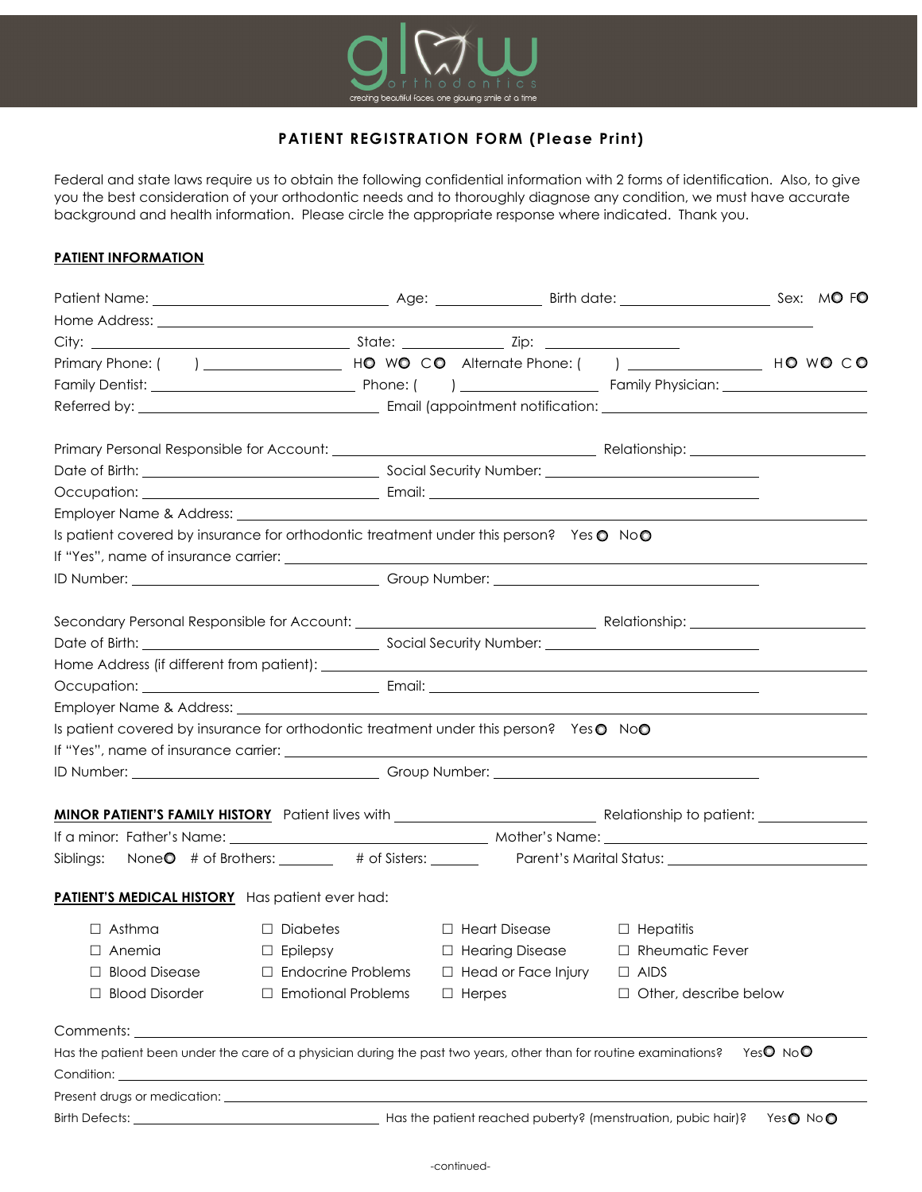glow orthodontics

creating beautiful faces, one glowing smile at a time

## PATIENT REGISTRATION FORM (Please Print)

Federal and state laws require us to obtain the following confidential information with 2 forms of identification. Also, to give you the best consideration of your orthodontic needs and to thoroughly diagnose any condition, we must have accurate background and health information. Please circle the appropriate response where indicated. Thank you.

### PATIENT INFORMATION

Patient Name: ______________________ Age: __________ Birth date: ______________ Sex: M○ F○

Home Address: ____________________________________________________________

City: ________________________ State: __________ Zip: ______________

Primary Phone: ( ) ____________ H○ W○ C○ Alternate Phone: ( ) ____________ H○ W○ C○

Family Dentist: ____________________ Phone: ( ) ____________ Family Physician: ______________

Referred by: ______________________ Email (appointment notification: ______________________

Primary Personal Responsible for Account: ________________________ Relationship: ______________

Date of Birth: ______________________ Social Security Number: ______________________

Occupation: ______________________ Email: ______________________________

Employer Name & Address: ____________________________________________________________

Is patient covered by insurance for orthodontic treatment under this person? Yes ○ No○

If "Yes", name of insurance carrier: ______________________________________________

ID Number: ______________________ Group Number: ______________________

Secondary Personal Responsible for Account: ______________________ Relationship: ______________

Date of Birth: ______________________ Social Security Number: ______________________

Home Address (if different from patient): __________________________________________

Occupation: ______________________ Email: ______________________________

Employer Name & Address: ____________________________________________________________

Is patient covered by insurance for orthodontic treatment under this person? Yes○ No○

If "Yes", name of insurance carrier: ______________________________________________

ID Number: ______________________ Group Number: ______________________

### MINOR PATIENT'S FAMILY HISTORY

Patient lives with ______________________ Relationship to patient: ______________

If a minor: Father's Name: ______________________ Mother's Name: ______________________

Siblings: None○ # of Brothers: ______ # of Sisters: ______ Parent's Marital Status: ______________

### PATIENT'S MEDICAL HISTORY

Has patient ever had:

| | | | |
|---|---|---|---|
| ☐ Asthma | ☐ Diabetes | ☐ Heart Disease | ☐ Hepatitis |
| ☐ Anemia | ☐ Epilepsy | ☐ Hearing Disease | ☐ Rheumatic Fever |
| ☐ Blood Disease | ☐ Endocrine Problems | ☐ Head or Face Injury | ☐ AIDS |
| ☐ Blood Disorder | ☐ Emotional Problems | ☐ Herpes | ☐ Other, describe below |

Comments: ____________________________________________________________

Has the patient been under the care of a physician during the past two years, other than for routine examinations? Yes○ No○

Condition: ____________________________________________________________

Present drugs or medication: ____________________________________________________________

Birth Defects: ______________________ Has the patient reached puberty? (menstruation, pubic hair)? Yes○ No○

-continued-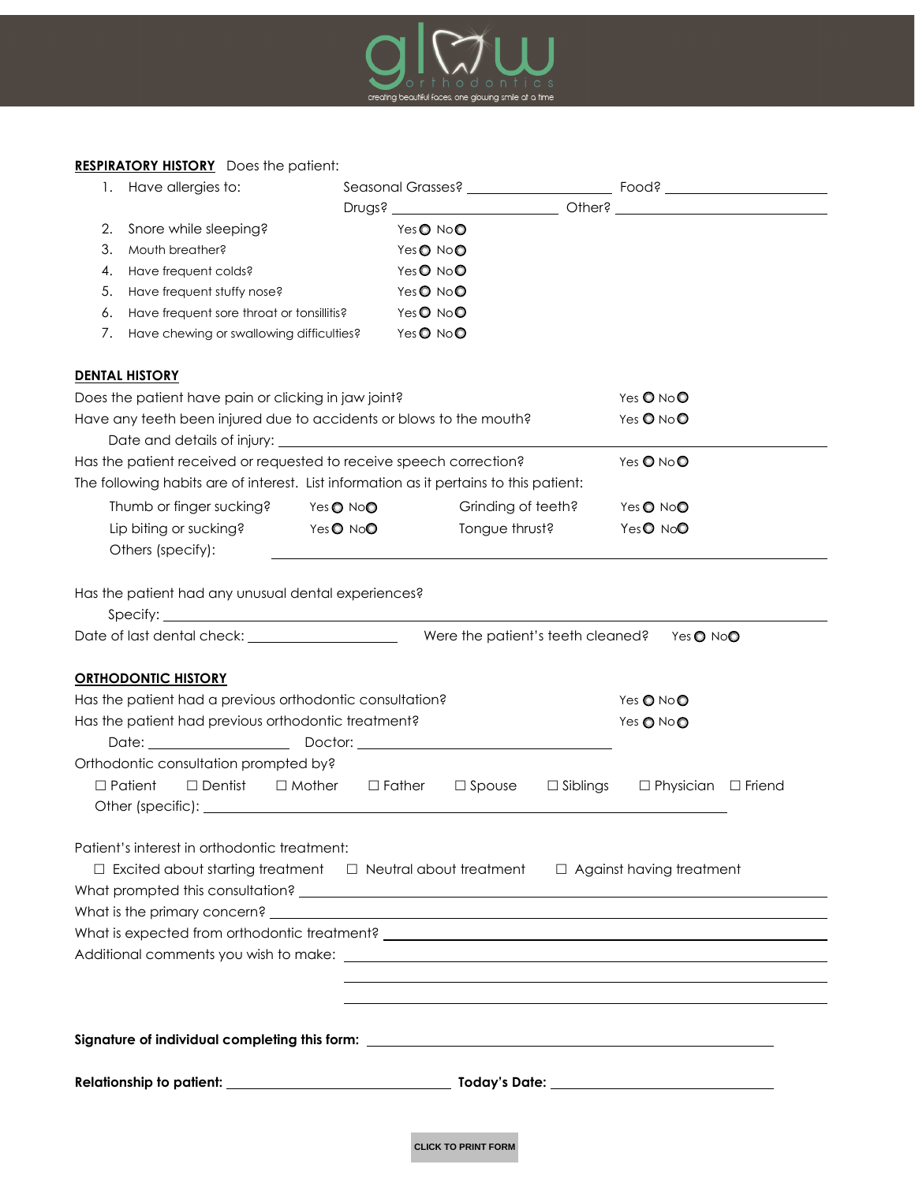glow orthodontics

creating beautiful faces, one glowing smile at a time

**RESPIRATORY HISTORY** Does the patient:

1. Have allergies to: Seasonal Grasses? ____________ Food? ____________
   Drugs? ____________ Other? ____________
2. Snore while sleeping? Yes ○ No ○
3. Mouth breather? Yes ○ No ○
4. Have frequent colds? Yes ○ No ○
5. Have frequent stuffy nose? Yes ○ No ○
6. Have frequent sore throat or tonsillitis? Yes ○ No ○
7. Have chewing or swallowing difficulties? Yes ○ No ○

**DENTAL HISTORY**

Does the patient have pain or clicking in jaw joint? Yes ○ No ○

Have any teeth been injured due to accidents or blows to the mouth? Yes ○ No ○

Date and details of injury: ____________

Has the patient received or requested to receive speech correction? Yes ○ No ○

The following habits are of interest. List information as it pertains to this patient:

Thumb or finger sucking? Yes ○ No ○ Grinding of teeth? Yes ○ No ○

Lip biting or sucking? Yes ○ No ○ Tongue thrust? Yes ○ No ○

Others (specify): ____________

Has the patient had any unusual dental experiences?

Specify: ____________

Date of last dental check: ____________ Were the patient's teeth cleaned? Yes ○ No ○

**ORTHODONTIC HISTORY**

Has the patient had a previous orthodontic consultation? Yes ○ No ○

Has the patient had previous orthodontic treatment? Yes ○ No ○

Date: ____________ Doctor: ____________

Orthodontic consultation prompted by?

☐ Patient ☐ Dentist ☐ Mother ☐ Father ☐ Spouse ☐ Siblings ☐ Physician ☐ Friend

Other (specific): ____________

Patient's interest in orthodontic treatment:

☐ Excited about starting treatment ☐ Neutral about treatment ☐ Against having treatment

What prompted this consultation? ____________

What is the primary concern? ____________

What is expected from orthodontic treatment? ____________

Additional comments you wish to make: ____________

____________

____________

**Signature of individual completing this form:** ____________

**Relationship to patient:** ____________ **Today's Date:** ____________

CLICK TO PRINT FORM